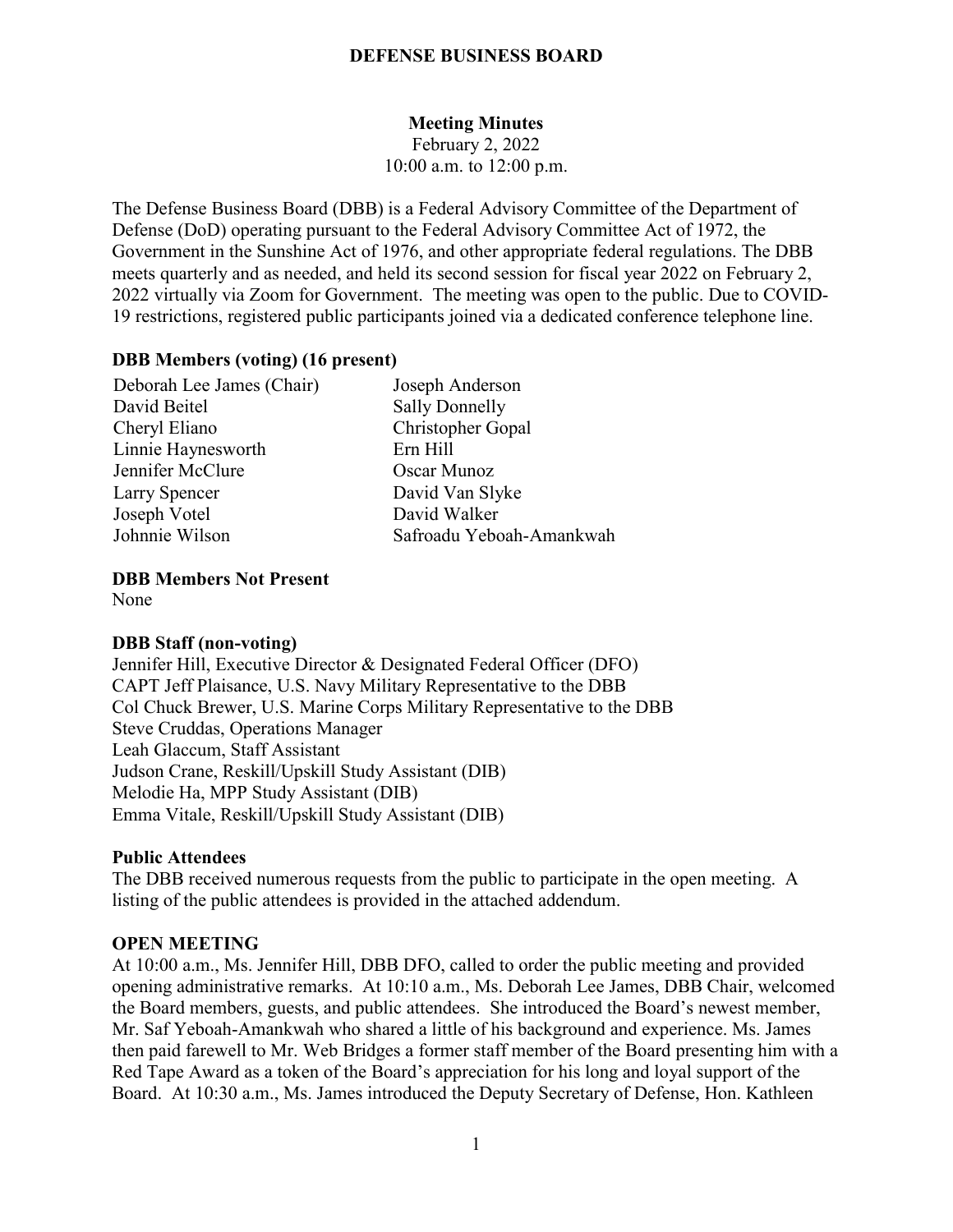# DEFENSE BUSINESS BOARD

## Meeting Minutes

February 2, 2022
10:00 a.m. to 12:00 p.m.

The Defense Business Board (DBB) is a Federal Advisory Committee of the Department of Defense (DoD) operating pursuant to the Federal Advisory Committee Act of 1972, the Government in the Sunshine Act of 1976, and other appropriate federal regulations. The DBB meets quarterly and as needed, and held its second session for fiscal year 2022 on February 2, 2022 virtually via Zoom for Government. The meeting was open to the public. Due to COVID-19 restrictions, registered public participants joined via a dedicated conference telephone line.

### DBB Members (voting) (16 present)

Deborah Lee James (Chair)
David Beitel
Cheryl Eliano
Linnie Haynesworth
Jennifer McClure
Larry Spencer
Joseph Votel
Johnnie Wilson
Joseph Anderson
Sally Donnelly
Christopher Gopal
Ern Hill
Oscar Munoz
David Van Slyke
David Walker
Safroadu Yeboah-Amankwah

### DBB Members Not Present

None

### DBB Staff (non-voting)

Jennifer Hill, Executive Director & Designated Federal Officer (DFO)
CAPT Jeff Plaisance, U.S. Navy Military Representative to the DBB
Col Chuck Brewer, U.S. Marine Corps Military Representative to the DBB
Steve Cruddas, Operations Manager
Leah Glaccum, Staff Assistant
Judson Crane, Reskill/Upskill Study Assistant (DIB)
Melodie Ha, MPP Study Assistant (DIB)
Emma Vitale, Reskill/Upskill Study Assistant (DIB)

### Public Attendees

The DBB received numerous requests from the public to participate in the open meeting. A listing of the public attendees is provided in the attached addendum.

### OPEN MEETING

At 10:00 a.m., Ms. Jennifer Hill, DBB DFO, called to order the public meeting and provided opening administrative remarks. At 10:10 a.m., Ms. Deborah Lee James, DBB Chair, welcomed the Board members, guests, and public attendees. She introduced the Board's newest member, Mr. Saf Yeboah-Amankwah who shared a little of his background and experience. Ms. James then paid farewell to Mr. Web Bridges a former staff member of the Board presenting him with a Red Tape Award as a token of the Board's appreciation for his long and loyal support of the Board. At 10:30 a.m., Ms. James introduced the Deputy Secretary of Defense, Hon. Kathleen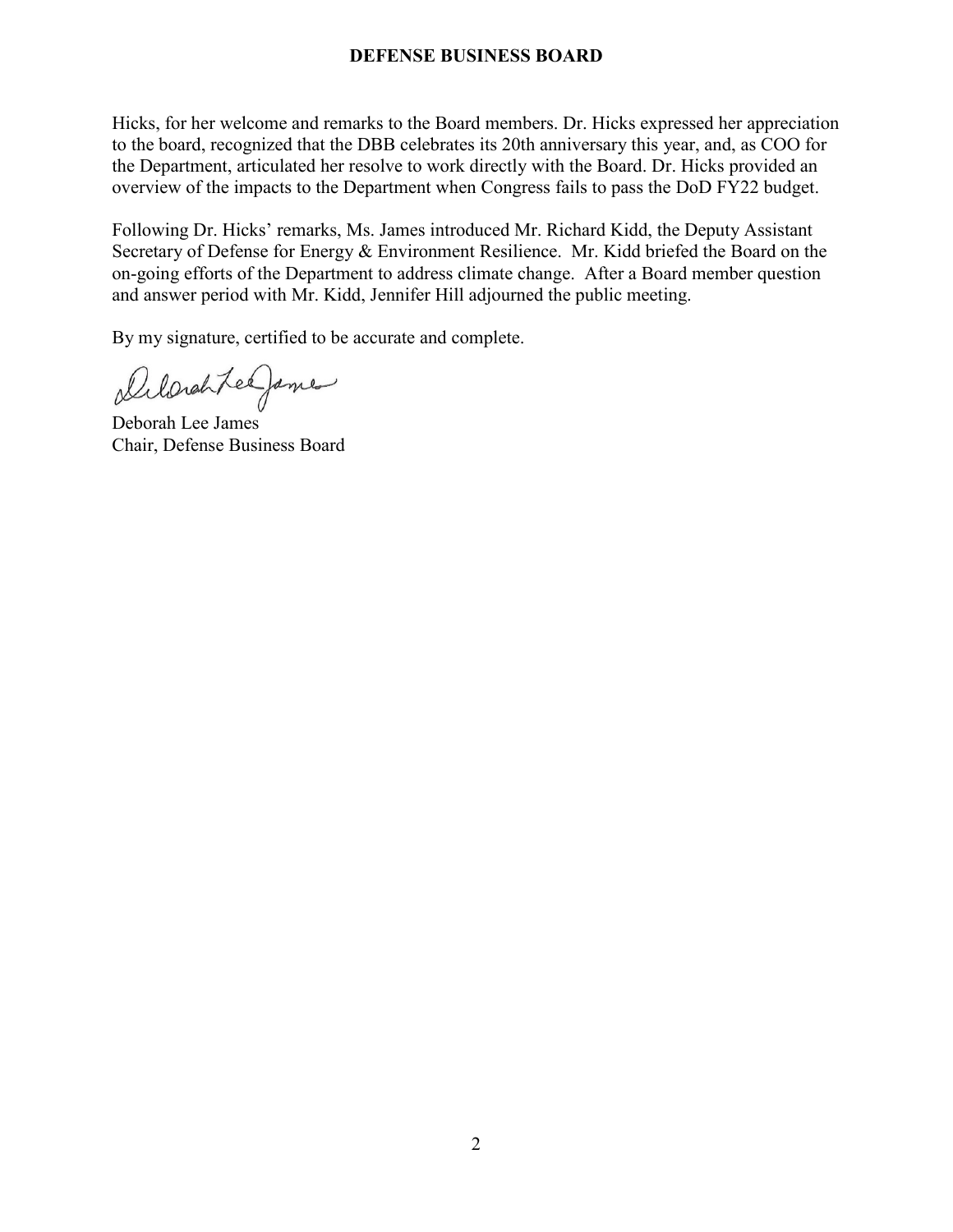Hicks, for her welcome and remarks to the Board members. Dr. Hicks expressed her appreciation to the board, recognized that the DBB celebrates its 20th anniversary this year, and, as COO for the Department, articulated her resolve to work directly with the Board. Dr. Hicks provided an overview of the impacts to the Department when Congress fails to pass the DoD FY22 budget.

Following Dr. Hicks' remarks, Ms. James introduced Mr. Richard Kidd, the Deputy Assistant Secretary of Defense for Energy & Environment Resilience. Mr. Kidd briefed the Board on the on-going efforts of the Department to address climate change. After a Board member question and answer period with Mr. Kidd, Jennifer Hill adjourned the public meeting.

By my signature, certified to be accurate and complete.

Deborah Lee James
Chair, Defense Business Board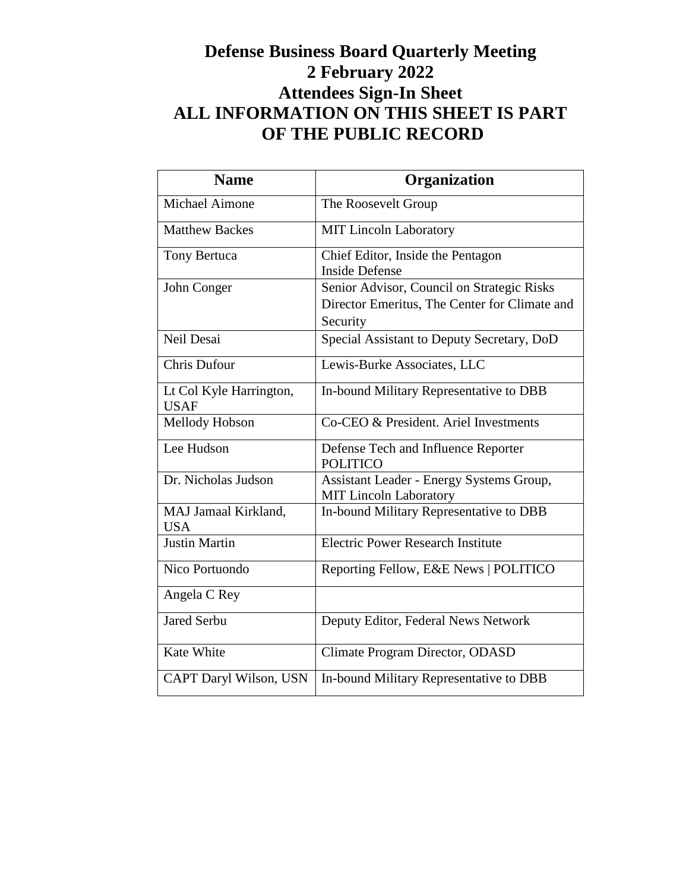# Defense Business Board Quarterly Meeting
# 2 February 2022
# Attendees Sign-In Sheet
# ALL INFORMATION ON THIS SHEET IS PART OF THE PUBLIC RECORD

| Name | Organization |
|---|---|
| Michael Aimone | The Roosevelt Group |
| Matthew Backes | MIT Lincoln Laboratory |
| Tony Bertuca | Chief Editor, Inside the Pentagon Inside Defense |
| John Conger | Senior Advisor, Council on Strategic Risks Director Emeritus, The Center for Climate and Security |
| Neil Desai | Special Assistant to Deputy Secretary, DoD |
| Chris Dufour | Lewis-Burke Associates, LLC |
| Lt Col Kyle Harrington, USAF | In-bound Military Representative to DBB |
| Mellody Hobson | Co-CEO & President. Ariel Investments |
| Lee Hudson | Defense Tech and Influence Reporter POLITICO |
| Dr. Nicholas Judson | Assistant Leader - Energy Systems Group, MIT Lincoln Laboratory |
| MAJ Jamaal Kirkland, USA | In-bound Military Representative to DBB |
| Justin Martin | Electric Power Research Institute |
| Nico Portuondo | Reporting Fellow, E&E News \| POLITICO |
| Angela C Rey | |
| Jared Serbu | Deputy Editor, Federal News Network |
| Kate White | Climate Program Director, ODASD |
| CAPT Daryl Wilson, USN | In-bound Military Representative to DBB |